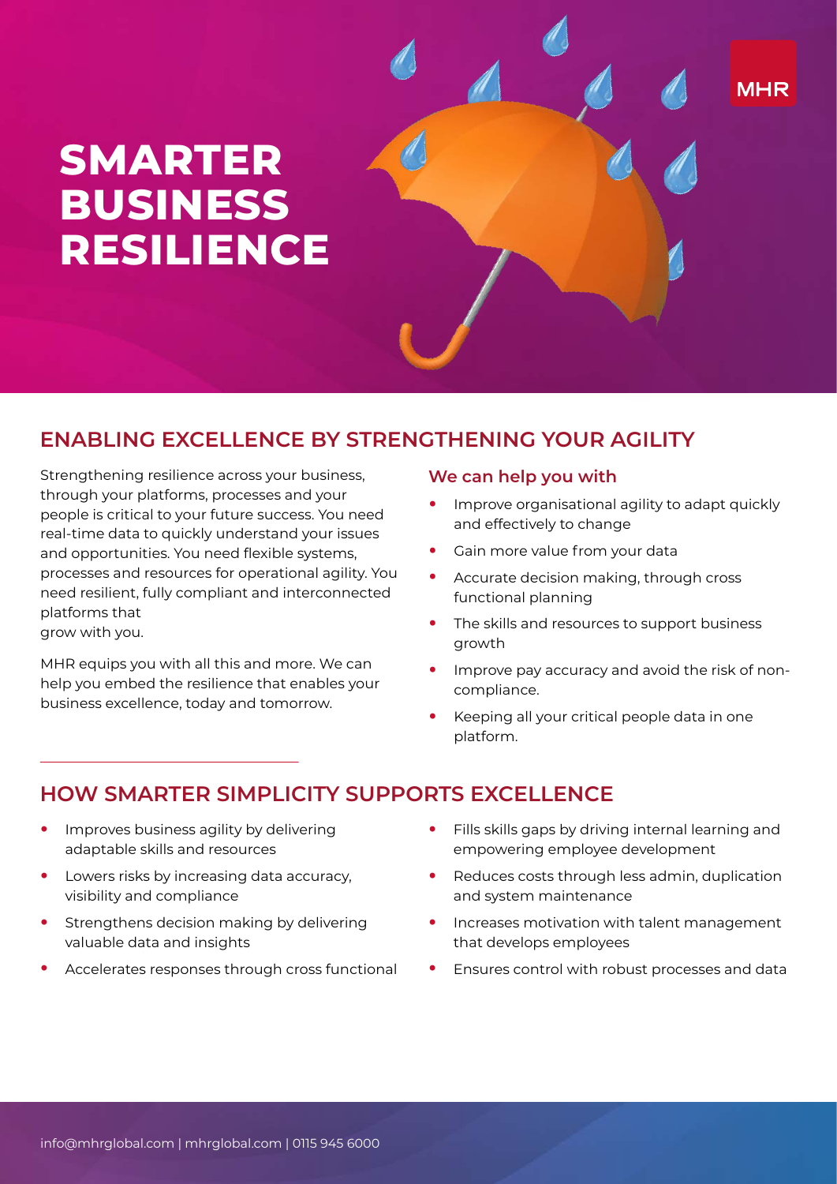MHR

# SMARTER BUSINESS RESILIENCE

## ENABLING EXCELLENCE BY STRENGTHENING YOUR AGILITY

Strengthening resilience across your business, through your platforms, processes and your people is critical to your future success. You need real-time data to quickly understand your issues and opportunities. You need flexible systems, processes and resources for operational agility. You need resilient, fully compliant and interconnected platforms that grow with you.

MHR equips you with all this and more. We can help you embed the resilience that enables your business excellence, today and tomorrow.

### We can help you with

- Improve organisational agility to adapt quickly and effectively to change
- Gain more value from your data
- Accurate decision making, through cross functional planning
- The skills and resources to support business growth
- Improve pay accuracy and avoid the risk of non-compliance.
- Keeping all your critical people data in one platform.

## HOW SMARTER SIMPLICITY SUPPORTS EXCELLENCE

- Improves business agility by delivering adaptable skills and resources
- Lowers risks by increasing data accuracy, visibility and compliance
- Strengthens decision making by delivering valuable data and insights
- Accelerates responses through cross functional
- Fills skills gaps by driving internal learning and empowering employee development
- Reduces costs through less admin, duplication and system maintenance
- Increases motivation with talent management that develops employees
- Ensures control with robust processes and data

info@mhrglobal.com | mhrglobal.com | 0115 945 6000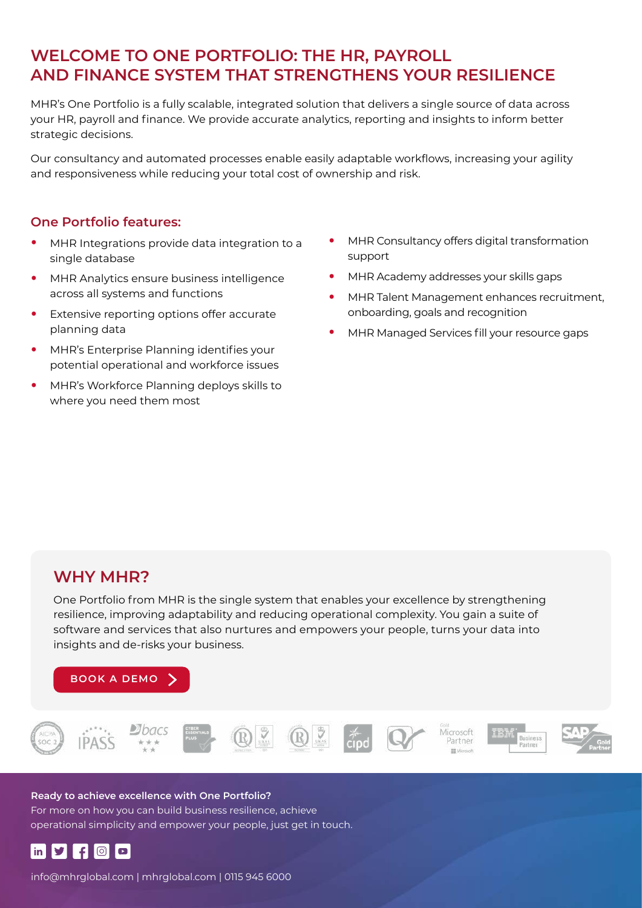# WELCOME TO ONE PORTFOLIO: THE HR, PAYROLL AND FINANCE SYSTEM THAT STRENGTHENS YOUR RESILIENCE

MHR's One Portfolio is a fully scalable, integrated solution that delivers a single source of data across your HR, payroll and finance. We provide accurate analytics, reporting and insights to inform better strategic decisions.

Our consultancy and automated processes enable easily adaptable workflows, increasing your agility and responsiveness while reducing your total cost of ownership and risk.

## One Portfolio features:

- MHR Integrations provide data integration to a single database
- MHR Analytics ensure business intelligence across all systems and functions
- Extensive reporting options offer accurate planning data
- MHR's Enterprise Planning identifies your potential operational and workforce issues
- MHR's Workforce Planning deploys skills to where you need them most
- MHR Consultancy offers digital transformation support
- MHR Academy addresses your skills gaps
- MHR Talent Management enhances recruitment, onboarding, goals and recognition
- MHR Managed Services fill your resource gaps

## WHY MHR?

One Portfolio from MHR is the single system that enables your excellence by strengthening resilience, improving adaptability and reducing operational complexity. You gain a suite of software and services that also nurtures and empowers your people, turns your data into insights and de-risks your business.

BOOK A DEMO

**Ready to achieve excellence with One Portfolio?**
For more on how you can build business resilience, achieve operational simplicity and empower your people, just get in touch.

info@mhrglobal.com | mhrglobal.com | 0115 945 6000